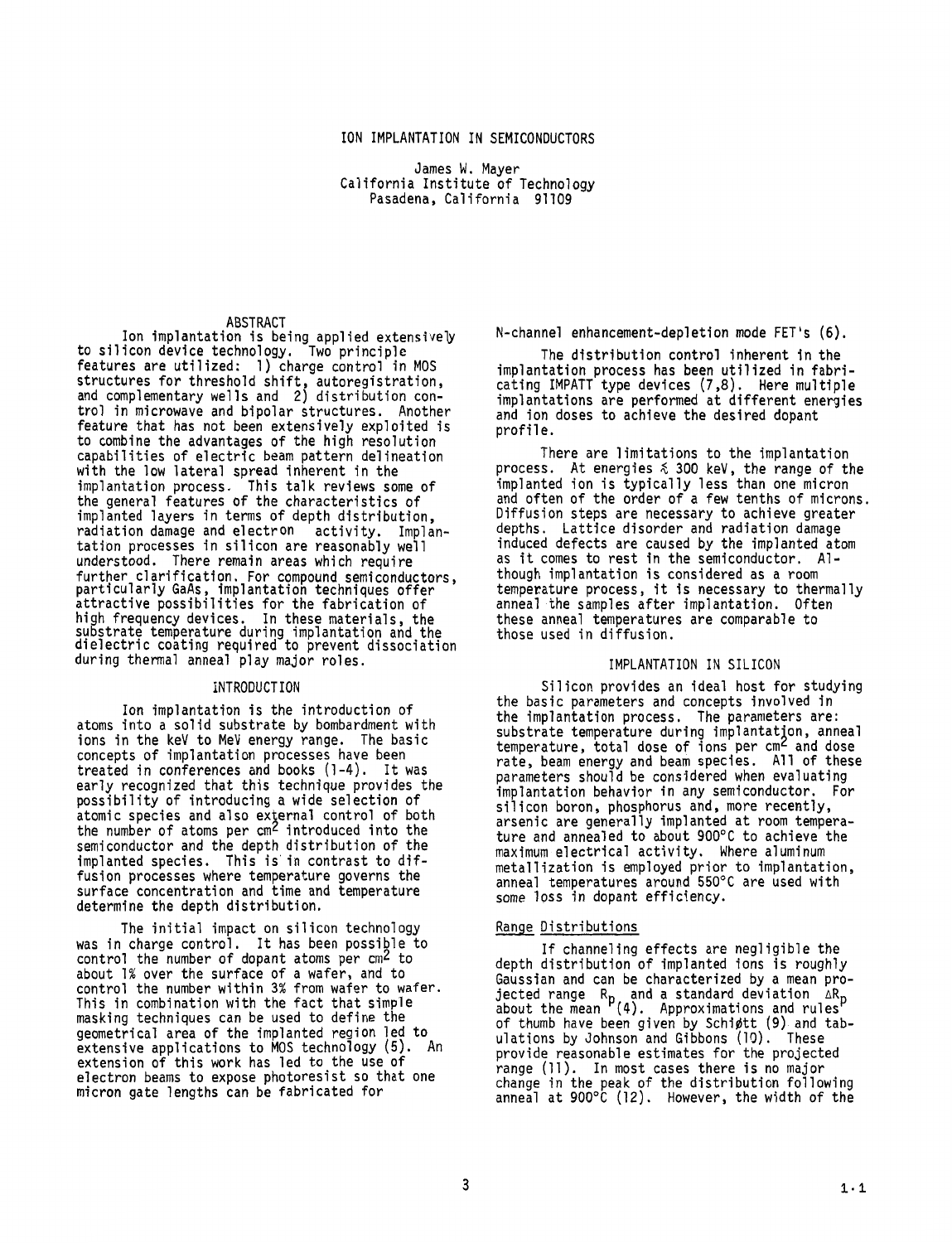# ION IMPLANTATION IN SEMICONDUCTORS

James W. Mayer
California Institute of Technology
Pasadena, California 91109

## ABSTRACT

Ion implantation is being applied extensively to silicon device technology. Two principle features are utilized: 1) charge control in MOS structures for threshold shift, autoregistration, and complementary wells and 2) distribution control in microwave and bipolar structures. Another feature that has not been extensively exploited is to combine the advantages of the high resolution capabilities of electric beam pattern delineation with the low lateral spread inherent in the implantation process. This talk reviews some of the general features of the characteristics of implanted layers in terms of depth distribution, radiation damage and electron activity. Implantation processes in silicon are reasonably well understood. There remain areas which require further clarification. For compound semiconductors, particularly GaAs, implantation techniques offer attractive possibilities for the fabrication of high frequency devices. In these materials, the substrate temperature during implantation and the dielectric coating required to prevent dissociation during thermal anneal play major roles.

## INTRODUCTION

Ion implantation is the introduction of atoms into a solid substrate by bombardment with ions in the keV to MeV energy range. The basic concepts of implantation processes have been treated in conferences and books (1-4). It was early recognized that this technique provides the possibility of introducing a wide selection of atomic species and also external control of both the number of atoms per $cm^2$ introduced into the semiconductor and the depth distribution of the implanted species. This is in contrast to diffusion processes where temperature governs the surface concentration and time and temperature determine the depth distribution.

The initial impact on silicon technology was in charge control. It has been possible to control the number of dopant atoms per $cm^2$ to about 1% over the surface of a wafer, and to control the number within 3% from wafer to wafer. This in combination with the fact that simple masking techniques can be used to define the geometrical area of the implanted region led to extensive applications to MOS technology (5). An extension of this work has led to the use of electron beams to expose photoresist so that one micron gate lengths can be fabricated for N-channel enhancement-depletion mode FET's (6).

The distribution control inherent in the implantation process has been utilized in fabricating IMPATT type devices (7,8). Here multiple implantations are performed at different energies and ion doses to achieve the desired dopant profile.

There are limitations to the implantation process. At energies $\lesssim$ 300 keV, the range of the implanted ion is typically less than one micron and often of the order of a few tenths of microns. Diffusion steps are necessary to achieve greater depths. Lattice disorder and radiation damage induced defects are caused by the implanted atom as it comes to rest in the semiconductor. Although implantation is considered as a room temperature process, it is necessary to thermally anneal the samples after implantation. Often these anneal temperatures are comparable to those used in diffusion.

## IMPLANTATION IN SILICON

Silicon provides an ideal host for studying the basic parameters and concepts involved in the implantation process. The parameters are: substrate temperature during implantation, anneal temperature, total dose of ions per $cm^2$ and dose rate, beam energy and beam species. All of these parameters should be considered when evaluating implantation behavior in any semiconductor. For silicon boron, phosphorus and, more recently, arsenic are generally implanted at room temperature and annealed to about 900°C to achieve the maximum electrical activity. Where aluminum metallization is employed prior to implantation, anneal temperatures around 550°C are used with some loss in dopant efficiency.

### Range Distributions

If channeling effects are negligible the depth distribution of implanted ions is roughly Gaussian and can be characterized by a mean projected range $R_p$ and a standard deviation $\Delta R_p$ about the mean (4). Approximations and rules of thumb have been given by Schiøtt (9) and tabulations by Johnson and Gibbons (10). These provide reasonable estimates for the projected range (11). In most cases there is no major change in the peak of the distribution following anneal at 900°C (12). However, the width of the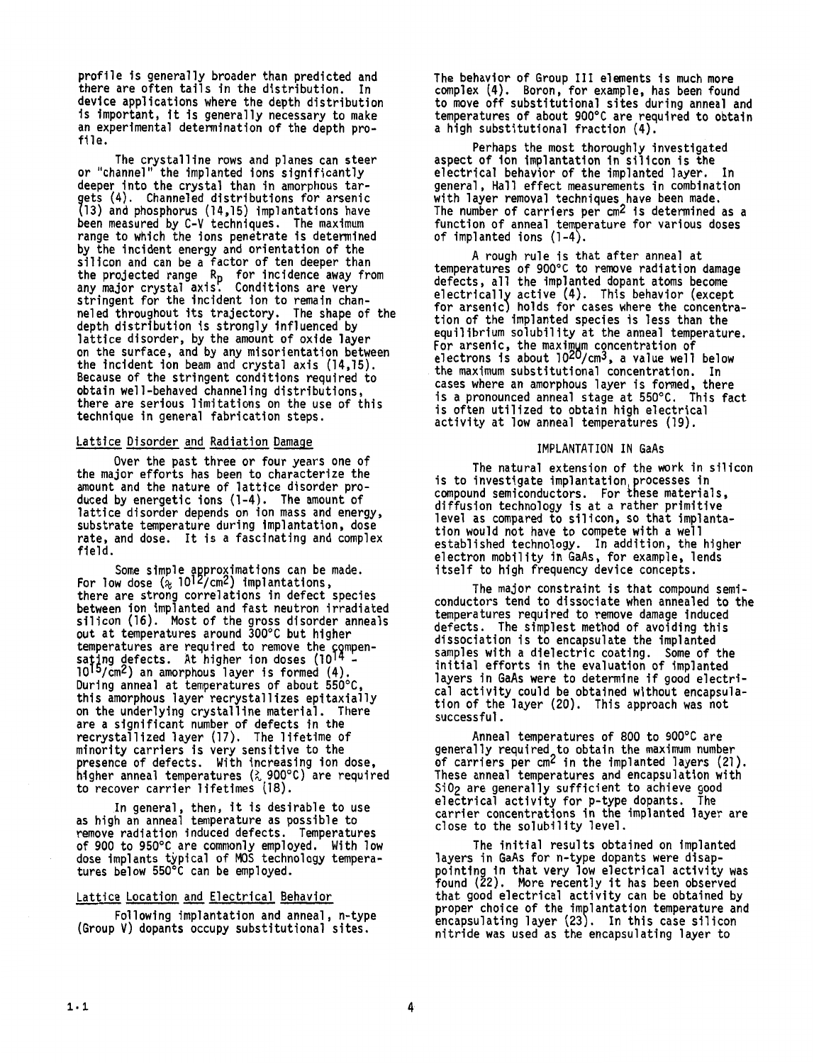profile is generally broader than predicted and there are often tails in the distribution. In device applications where the depth distribution is important, it is generally necessary to make an experimental determination of the depth profile.

The crystalline rows and planes can steer or "channel" the implanted ions significantly deeper into the crystal than in amorphous targets (4). Channeled distributions for arsenic (13) and phosphorus (14,15) implantations have been measured by C-V techniques. The maximum range to which the ions penetrate is determined by the incident energy and orientation of the silicon and can be a factor of ten deeper than the projected range $R_p$ for incidence away from any major crystal axis. Conditions are very stringent for the incident ion to remain channeled throughout its trajectory. The shape of the depth distribution is strongly influenced by lattice disorder, by the amount of oxide layer on the surface, and by any misorientation between the incident ion beam and crystal axis (14,15). Because of the stringent conditions required to obtain well-behaved channeling distributions, there are serious limitations on the use of this technique in general fabrication steps.

## Lattice Disorder and Radiation Damage

Over the past three or four years one of the major efforts has been to characterize the amount and the nature of lattice disorder produced by energetic ions (1-4). The amount of lattice disorder depends on ion mass and energy, substrate temperature during implantation, dose rate, and dose. It is a fascinating and complex field.

Some simple approximations can be made. For low dose ($\approx 10^{12}/cm^2$) implantations, there are strong correlations in defect species between ion implanted and fast neutron irradiated silicon (16). Most of the gross disorder anneals out at temperatures around 300°C but higher temperatures are required to remove the compensating defects. At higher ion doses ($10^{14}$ - $10^{15}/cm^2$) an amorphous layer is formed (4). During anneal at temperatures of about 550°C, this amorphous layer recrystallizes epitaxially on the underlying crystalline material. There are a significant number of defects in the recrystallized layer (17). The lifetime of minority carriers is very sensitive to the presence of defects. With increasing ion dose, higher anneal temperatures ($\gtrsim$ 900°C) are required to recover carrier lifetimes (18).

In general, then, it is desirable to use as high an anneal temperature as possible to remove radiation induced defects. Temperatures of 900 to 950°C are commonly employed. With low dose implants typical of MOS technology temperatures below 550°C can be employed.

## Lattice Location and Electrical Behavior

Following implantation and anneal, n-type (Group V) dopants occupy substitutional sites. The behavior of Group III elements is much more complex (4). Boron, for example, has been found to move off substitutional sites during anneal and temperatures of about 900°C are required to obtain a high substitutional fraction (4).

Perhaps the most thoroughly investigated aspect of ion implantation in silicon is the electrical behavior of the implanted layer. In general, Hall effect measurements in combination with layer removal techniques have been made. The number of carriers per $cm^2$ is determined as a function of anneal temperature for various doses of implanted ions (1-4).

A rough rule is that after anneal at temperatures of 900°C to remove radiation damage defects, all the implanted dopant atoms become electrically active (4). This behavior (except for arsenic) holds for cases where the concentration of the implanted species is less than the equilibrium solubility at the anneal temperature. For arsenic, the maximum concentration of electrons is about $10^{20}/cm^3$, a value well below the maximum substitutional concentration. In cases where an amorphous layer is formed, there is a pronounced anneal stage at 550°C. This fact is often utilized to obtain high electrical activity at low anneal temperatures (19).

## IMPLANTATION IN GaAs

The natural extension of the work in silicon is to investigate implantation processes in compound semiconductors. For these materials, diffusion technology is at a rather primitive level as compared to silicon, so that implantation would not have to compete with a well established technology. In addition, the higher electron mobility in GaAs, for example, lends itself to high frequency device concepts.

The major constraint is that compound semiconductors tend to dissociate when annealed to the temperatures required to remove damage induced defects. The simplest method of avoiding this dissociation is to encapsulate the implanted samples with a dielectric coating. Some of the initial efforts in the evaluation of implanted layers in GaAs were to determine if good electrical activity could be obtained without encapsulation of the layer (20). This approach was not successful.

Anneal temperatures of 800 to 900°C are generally required to obtain the maximum number of carriers per $cm^2$ in the implanted layers (21). These anneal temperatures and encapsulation with $SiO_2$ are generally sufficient to achieve good electrical activity for p-type dopants. The carrier concentrations in the implanted layer are close to the solubility level.

The initial results obtained on implanted layers in GaAs for n-type dopants were disappointing in that very low electrical activity was found (22). More recently it has been observed that good electrical activity can be obtained by proper choice of the implantation temperature and encapsulating layer (23). In this case silicon nitride was used as the encapsulating layer to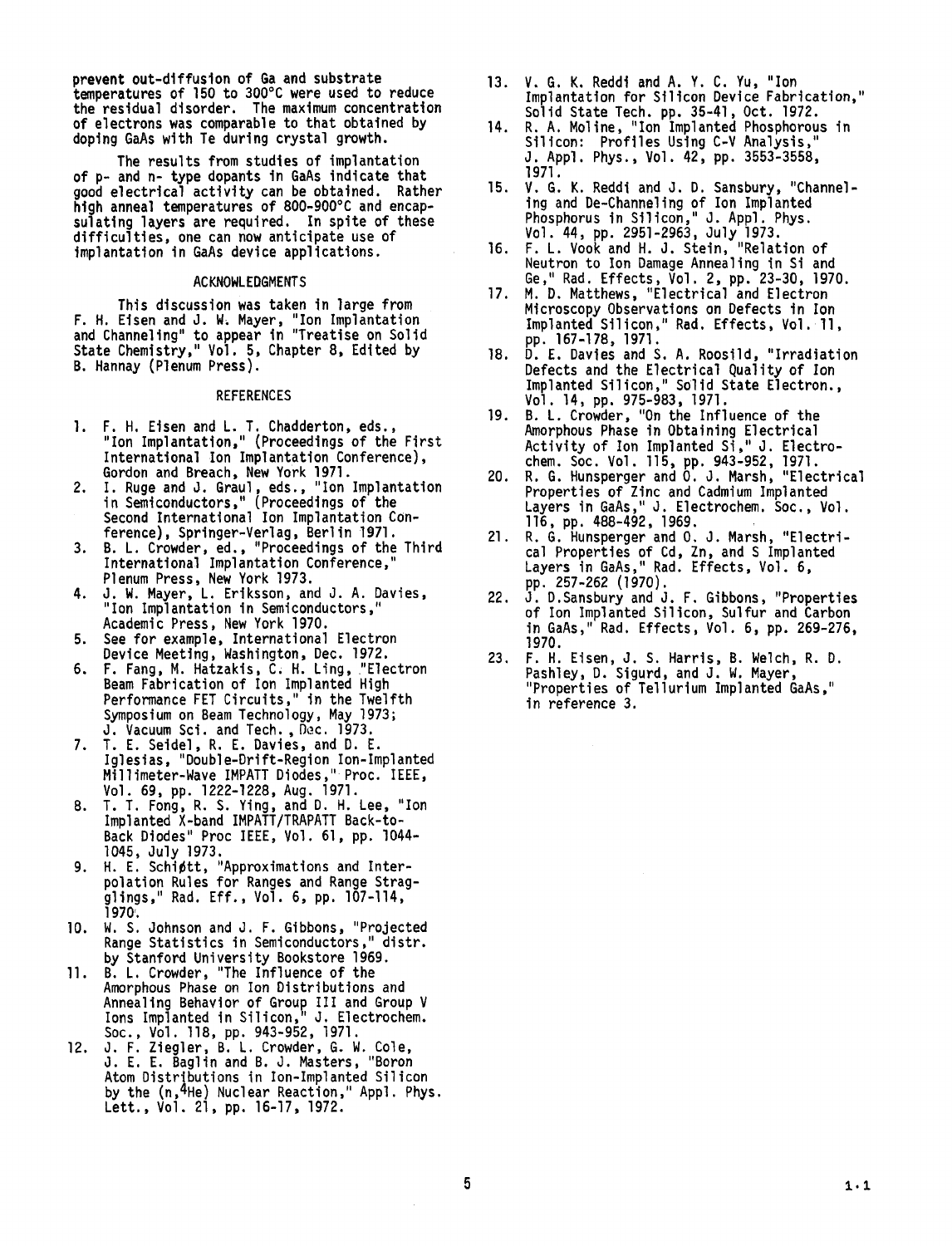prevent out-diffusion of Ga and substrate temperatures of 150 to 300°C were used to reduce the residual disorder. The maximum concentration of electrons was comparable to that obtained by doping GaAs with Te during crystal growth.

The results from studies of implantation of p- and n- type dopants in GaAs indicate that good electrical activity can be obtained. Rather high anneal temperatures of 800-900°C and encapsulating layers are required. In spite of these difficulties, one can now anticipate use of implantation in GaAs device applications.

## ACKNOWLEDGMENTS

This discussion was taken in large from F. H. Eisen and J. W. Mayer, "Ion Implantation and Channeling" to appear in "Treatise on Solid State Chemistry," Vol. 5, Chapter 8, Edited by B. Hannay (Plenum Press).

## REFERENCES

1. F. H. Eisen and L. T. Chadderton, eds., "Ion Implantation," (Proceedings of the First International Ion Implantation Conference), Gordon and Breach, New York 1971.
2. I. Ruge and J. Graul, eds., "Ion Implantation in Semiconductors," (Proceedings of the Second International Ion Implantation Conference), Springer-Verlag, Berlin 1971.
3. B. L. Crowder, ed., "Proceedings of the Third International Implantation Conference," Plenum Press, New York 1973.
4. J. W. Mayer, L. Eriksson, and J. A. Davies, "Ion Implantation in Semiconductors," Academic Press, New York 1970.
5. See for example, International Electron Device Meeting, Washington, Dec. 1972.
6. F. Fang, M. Hatzakis, C. H. Ling, "Electron Beam Fabrication of Ion Implanted High Performance FET Circuits," in the Twelfth Symposium on Beam Technology, May 1973; J. Vacuum Sci. and Tech., Dec. 1973.
7. T. E. Seidel, R. E. Davies, and D. E. Iglesias, "Double-Drift-Region Ion-Implanted Millimeter-Wave IMPATT Diodes," Proc. IEEE, Vol. 69, pp. 1222-1228, Aug. 1971.
8. T. T. Fong, R. S. Ying, and D. H. Lee, "Ion Implanted X-band IMPATT/TRAPATT Back-to-Back Diodes" Proc IEEE, Vol. 61, pp. 1044-1045, July 1973.
9. H. E. Schiøtt, "Approximations and Interpolation Rules for Ranges and Range Stragglings," Rad. Eff., Vol. 6, pp. 107-114, 1970.
10. W. S. Johnson and J. F. Gibbons, "Projected Range Statistics in Semiconductors," distr. by Stanford University Bookstore 1969.
11. B. L. Crowder, "The Influence of the Amorphous Phase on Ion Distributions and Annealing Behavior of Group III and Group V Ions Implanted in Silicon," J. Electrochem. Soc., Vol. 118, pp. 943-952, 1971.
12. J. F. Ziegler, B. L. Crowder, G. W. Cole, J. E. E. Baglin and B. J. Masters, "Boron Atom Distributions in Ion-Implanted Silicon by the (n,$^4$He) Nuclear Reaction," Appl. Phys. Lett., Vol. 21, pp. 16-17, 1972.
13. V. G. K. Reddi and A. Y. C. Yu, "Ion Implantation for Silicon Device Fabrication," Solid State Tech. pp. 35-41, Oct. 1972.
14. R. A. Moline, "Ion Implanted Phosphorous in Silicon: Profiles Using C-V Analysis," J. Appl. Phys., Vol. 42, pp. 3553-3558, 1971.
15. V. G. K. Reddi and J. D. Sansbury, "Channeling and De-Channeling of Ion Implanted Phosphorus in Silicon," J. Appl. Phys. Vol. 44, pp. 2951-2963, July 1973.
16. F. L. Vook and H. J. Stein, "Relation of Neutron to Ion Damage Annealing in Si and Ge," Rad. Effects, Vol. 2, pp. 23-30, 1970.
17. M. D. Matthews, "Electrical and Electron Microscopy Observations on Defects in Ion Implanted Silicon," Rad. Effects, Vol. 11, pp. 167-178, 1971.
18. D. E. Davies and S. A. Roosild, "Irradiation Defects and the Electrical Quality of Ion Implanted Silicon," Solid State Electron., Vol. 14, pp. 975-983, 1971.
19. B. L. Crowder, "On the Influence of the Amorphous Phase in Obtaining Electrical Activity of Ion Implanted Si," J. Electrochem. Soc. Vol. 115, pp. 943-952, 1971.
20. R. G. Hunsperger and O. J. Marsh, "Electrical Properties of Zinc and Cadmium Implanted Layers in GaAs," J. Electrochem. Soc., Vol. 116, pp. 488-492, 1969.
21. R. G. Hunsperger and O. J. Marsh, "Electrical Properties of Cd, Zn, and S Implanted Layers in GaAs," Rad. Effects, Vol. 6, pp. 257-262 (1970).
22. J. D. Sansbury and J. F. Gibbons, "Properties of Ion Implanted Silicon, Sulfur and Carbon in GaAs," Rad. Effects, Vol. 6, pp. 269-276, 1970.
23. F. H. Eisen, J. S. Harris, B. Welch, R. D. Pashley, D. Sigurd, and J. W. Mayer, "Properties of Tellurium Implanted GaAs," in reference 3.